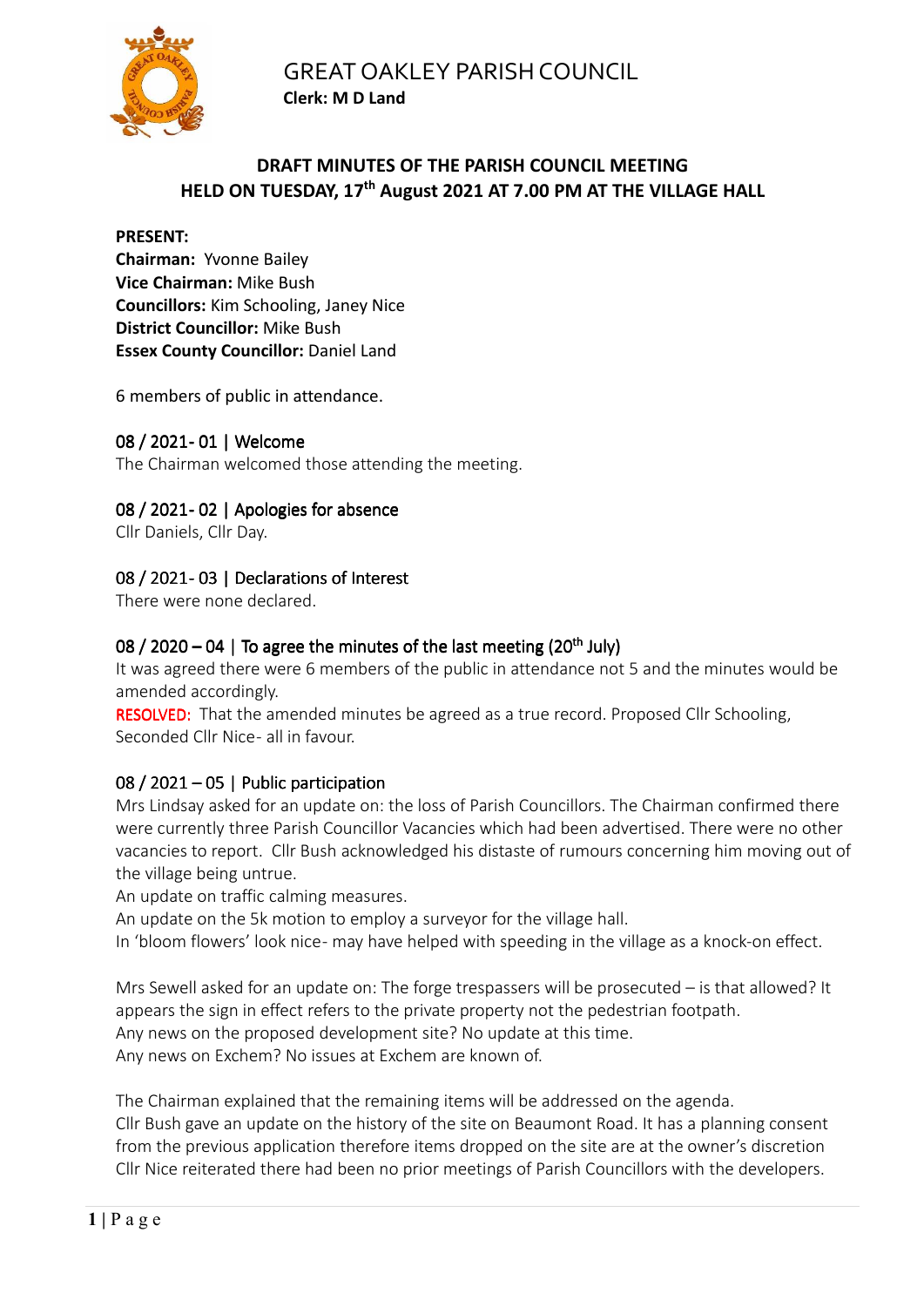# GREAT OAKLEY PARISH COUNCIL

**Clerk: M D Land**

## DRAFT MINUTES OF THE PARISH COUNCIL MEETING HELD ON TUESDAY, 17th August 2021 AT 7.00 PM AT THE VILLAGE HALL

**PRESENT:**
**Chairman:** Yvonne Bailey
**Vice Chairman:** Mike Bush
**Councillors:** Kim Schooling, Janey Nice
**District Councillor:** Mike Bush
**Essex County Councillor:** Daniel Land

6 members of public in attendance.

### 08 / 2021- 01 | Welcome

The Chairman welcomed those attending the meeting.

### 08 / 2021- 02 | Apologies for absence

Cllr Daniels, Cllr Day.

### 08 / 2021- 03 | Declarations of Interest

There were none declared.

### 08 / 2020 – 04 | To agree the minutes of the last meeting (20th July)

It was agreed there were 6 members of the public in attendance not 5 and the minutes would be amended accordingly.

RESOLVED: That the amended minutes be agreed as a true record. Proposed Cllr Schooling, Seconded Cllr Nice- all in favour.

### 08 / 2021 – 05 | Public participation

Mrs Lindsay asked for an update on: the loss of Parish Councillors. The Chairman confirmed there were currently three Parish Councillor Vacancies which had been advertised. There were no other vacancies to report. Cllr Bush acknowledged his distaste of rumours concerning him moving out of the village being untrue.

An update on traffic calming measures.

An update on the 5k motion to employ a surveyor for the village hall.

In 'bloom flowers' look nice- may have helped with speeding in the village as a knock-on effect.

Mrs Sewell asked for an update on: The forge trespassers will be prosecuted – is that allowed? It appears the sign in effect refers to the private property not the pedestrian footpath.

Any news on the proposed development site? No update at this time.

Any news on Exchem? No issues at Exchem are known of.

The Chairman explained that the remaining items will be addressed on the agenda.

Cllr Bush gave an update on the history of the site on Beaumont Road. It has a planning consent from the previous application therefore items dropped on the site are at the owner's discretion

Cllr Nice reiterated there had been no prior meetings of Parish Councillors with the developers.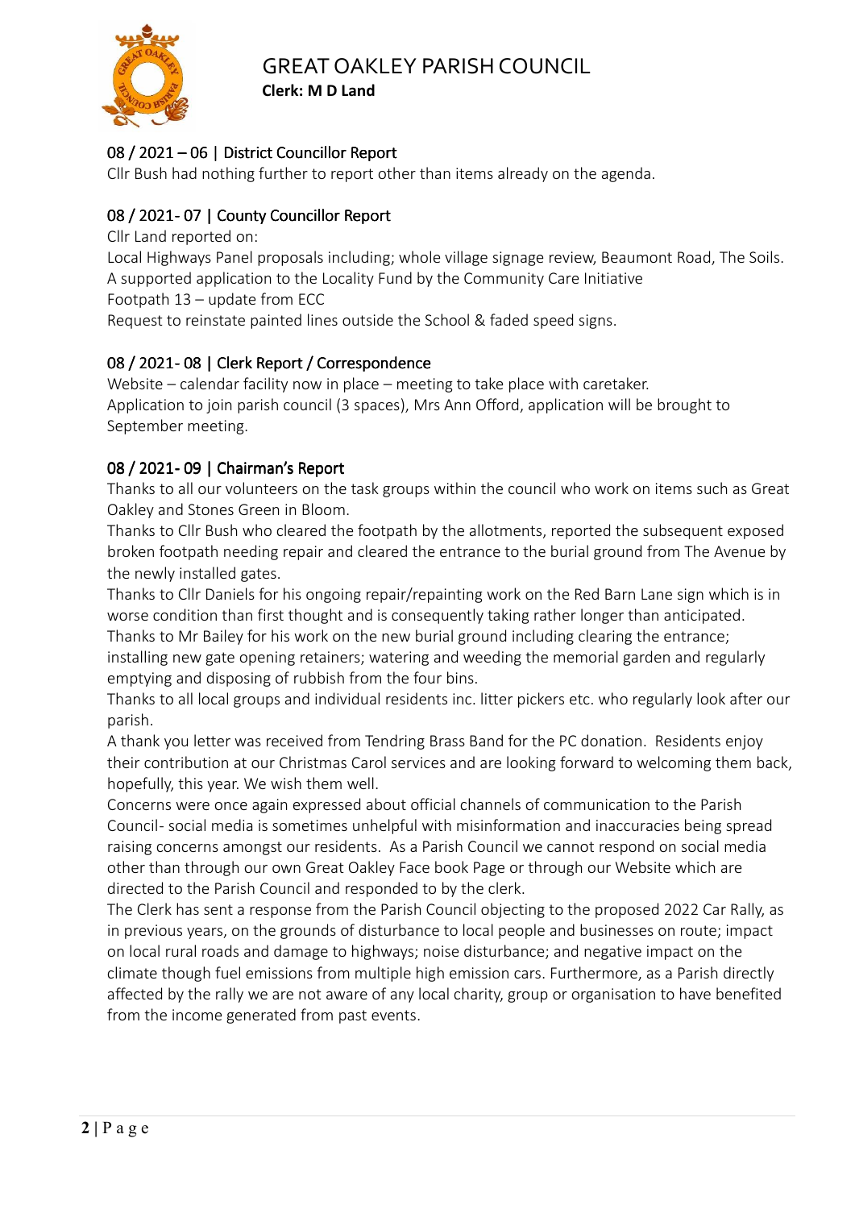# GREAT OAKLEY PARISH COUNCIL

**Clerk: M D Land**

## 08 / 2021 – 06 | District Councillor Report

Cllr Bush had nothing further to report other than items already on the agenda.

## 08 / 2021- 07 | County Councillor Report

Cllr Land reported on:

Local Highways Panel proposals including; whole village signage review, Beaumont Road, The Soils.

A supported application to the Locality Fund by the Community Care Initiative

Footpath 13 – update from ECC

Request to reinstate painted lines outside the School & faded speed signs.

## 08 / 2021- 08 | Clerk Report / Correspondence

Website – calendar facility now in place – meeting to take place with caretaker.

Application to join parish council (3 spaces), Mrs Ann Offord, application will be brought to September meeting.

## 08 / 2021- 09 | Chairman's Report

Thanks to all our volunteers on the task groups within the council who work on items such as Great Oakley and Stones Green in Bloom.

Thanks to Cllr Bush who cleared the footpath by the allotments, reported the subsequent exposed broken footpath needing repair and cleared the entrance to the burial ground from The Avenue by the newly installed gates.

Thanks to Cllr Daniels for his ongoing repair/repainting work on the Red Barn Lane sign which is in worse condition than first thought and is consequently taking rather longer than anticipated.

Thanks to Mr Bailey for his work on the new burial ground including clearing the entrance; installing new gate opening retainers; watering and weeding the memorial garden and regularly emptying and disposing of rubbish from the four bins.

Thanks to all local groups and individual residents inc. litter pickers etc. who regularly look after our parish.

A thank you letter was received from Tendring Brass Band for the PC donation. Residents enjoy their contribution at our Christmas Carol services and are looking forward to welcoming them back, hopefully, this year. We wish them well.

Concerns were once again expressed about official channels of communication to the Parish Council- social media is sometimes unhelpful with misinformation and inaccuracies being spread raising concerns amongst our residents. As a Parish Council we cannot respond on social media other than through our own Great Oakley Face book Page or through our Website which are directed to the Parish Council and responded to by the clerk.

The Clerk has sent a response from the Parish Council objecting to the proposed 2022 Car Rally, as in previous years, on the grounds of disturbance to local people and businesses on route; impact on local rural roads and damage to highways; noise disturbance; and negative impact on the climate though fuel emissions from multiple high emission cars. Furthermore, as a Parish directly affected by the rally we are not aware of any local charity, group or organisation to have benefited from the income generated from past events.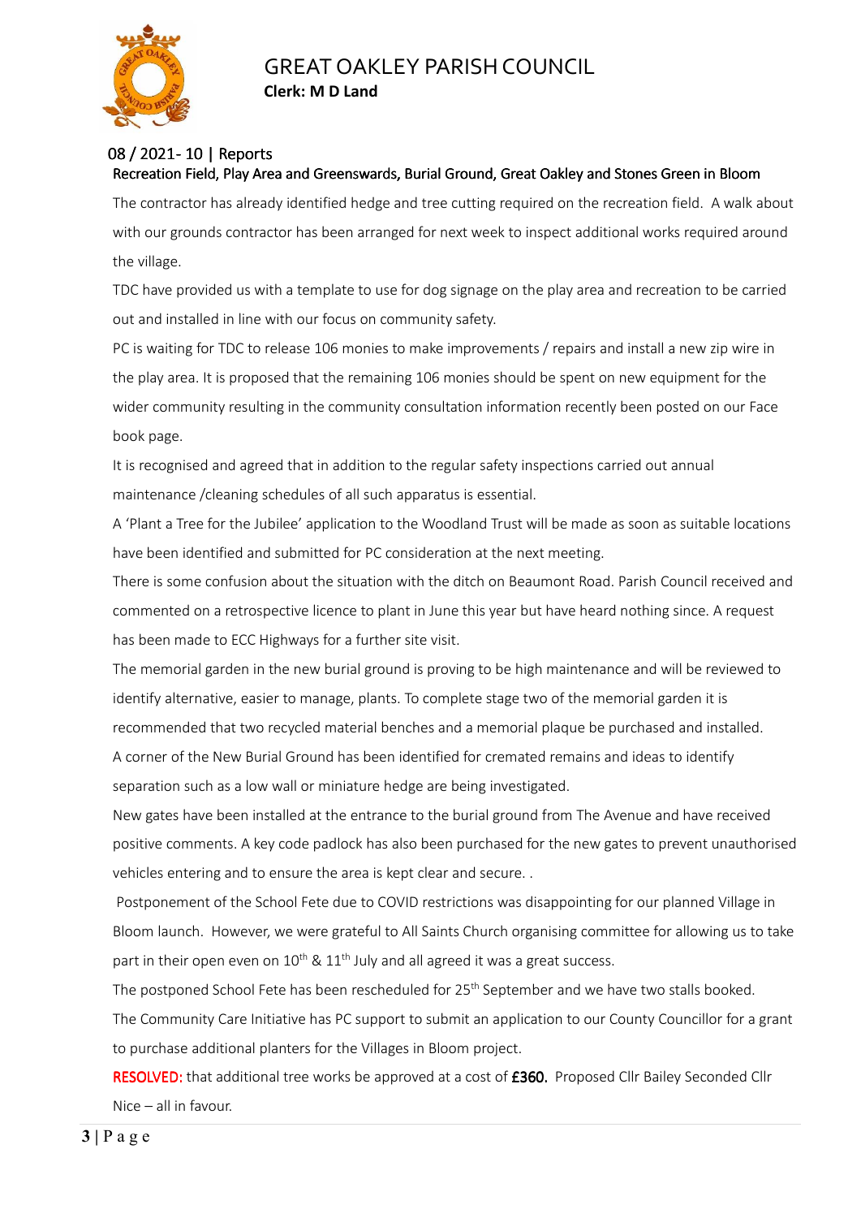# GREAT OAKLEY PARISH COUNCIL

**Clerk: M D Land**

## 08 / 2021- 10 | Reports

### Recreation Field, Play Area and Greenswards, Burial Ground, Great Oakley and Stones Green in Bloom

The contractor has already identified hedge and tree cutting required on the recreation field. A walk about with our grounds contractor has been arranged for next week to inspect additional works required around the village.

TDC have provided us with a template to use for dog signage on the play area and recreation to be carried out and installed in line with our focus on community safety.

PC is waiting for TDC to release 106 monies to make improvements / repairs and install a new zip wire in the play area. It is proposed that the remaining 106 monies should be spent on new equipment for the wider community resulting in the community consultation information recently been posted on our Face book page.

It is recognised and agreed that in addition to the regular safety inspections carried out annual maintenance /cleaning schedules of all such apparatus is essential.

A 'Plant a Tree for the Jubilee' application to the Woodland Trust will be made as soon as suitable locations have been identified and submitted for PC consideration at the next meeting.

There is some confusion about the situation with the ditch on Beaumont Road. Parish Council received and commented on a retrospective licence to plant in June this year but have heard nothing since. A request has been made to ECC Highways for a further site visit.

The memorial garden in the new burial ground is proving to be high maintenance and will be reviewed to identify alternative, easier to manage, plants. To complete stage two of the memorial garden it is recommended that two recycled material benches and a memorial plaque be purchased and installed.

A corner of the New Burial Ground has been identified for cremated remains and ideas to identify separation such as a low wall or miniature hedge are being investigated.

New gates have been installed at the entrance to the burial ground from The Avenue and have received positive comments. A key code padlock has also been purchased for the new gates to prevent unauthorised vehicles entering and to ensure the area is kept clear and secure. .

Postponement of the School Fete due to COVID restrictions was disappointing for our planned Village in Bloom launch. However, we were grateful to All Saints Church organising committee for allowing us to take part in their open even on 10th & 11th July and all agreed it was a great success.

The postponed School Fete has been rescheduled for 25th September and we have two stalls booked.

The Community Care Initiative has PC support to submit an application to our County Councillor for a grant to purchase additional planters for the Villages in Bloom project.

**RESOLVED:** that additional tree works be approved at a cost of **£360.** Proposed Cllr Bailey Seconded Cllr Nice – all in favour.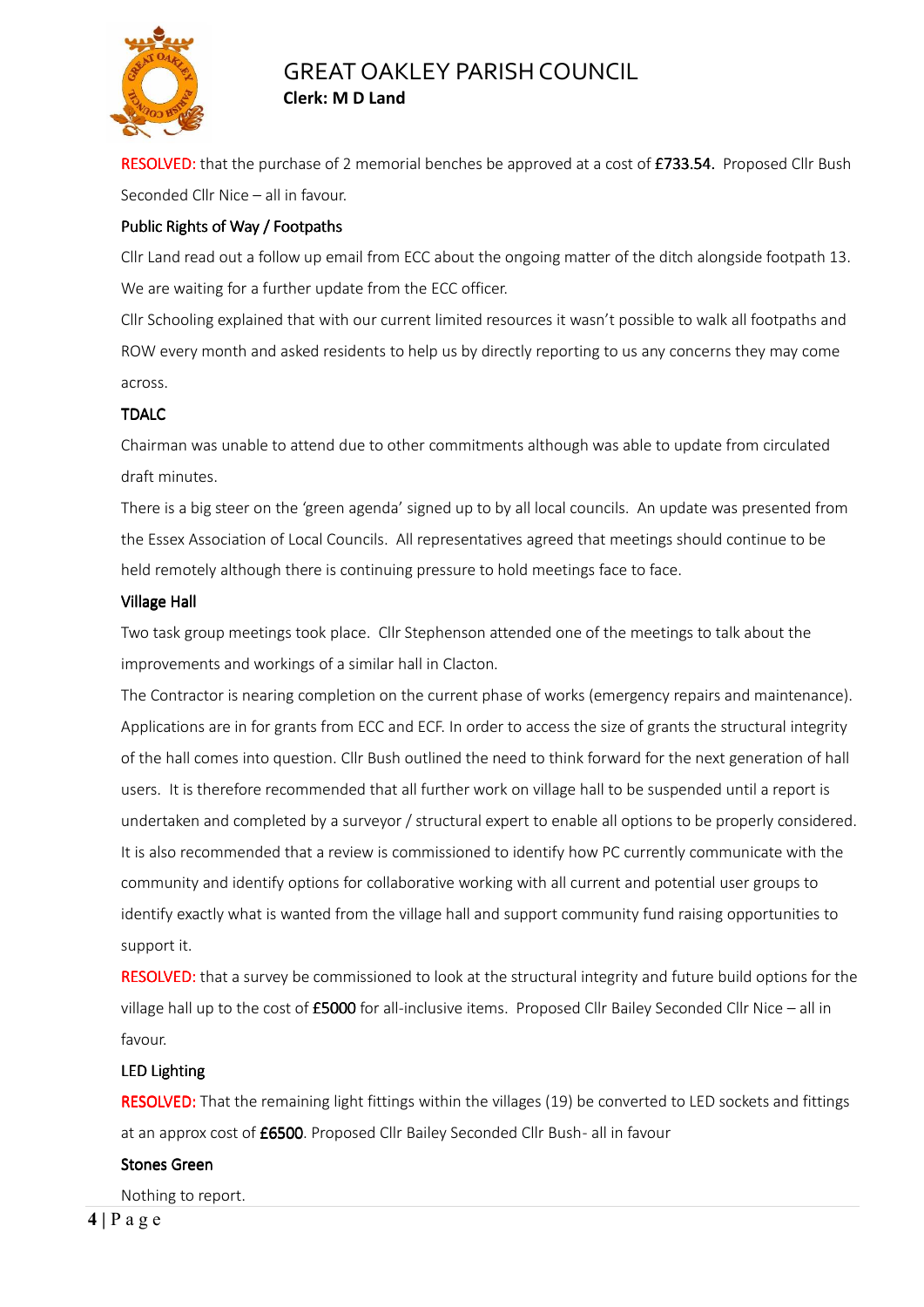RESOLVED: that the purchase of 2 memorial benches be approved at a cost of **£733.54.** Proposed Cllr Bush Seconded Cllr Nice – all in favour.

### Public Rights of Way / Footpaths

Cllr Land read out a follow up email from ECC about the ongoing matter of the ditch alongside footpath 13. We are waiting for a further update from the ECC officer.

Cllr Schooling explained that with our current limited resources it wasn't possible to walk all footpaths and ROW every month and asked residents to help us by directly reporting to us any concerns they may come across.

### TDALC

Chairman was unable to attend due to other commitments although was able to update from circulated draft minutes.

There is a big steer on the 'green agenda' signed up to by all local councils. An update was presented from the Essex Association of Local Councils. All representatives agreed that meetings should continue to be held remotely although there is continuing pressure to hold meetings face to face.

### Village Hall

Two task group meetings took place. Cllr Stephenson attended one of the meetings to talk about the improvements and workings of a similar hall in Clacton.

The Contractor is nearing completion on the current phase of works (emergency repairs and maintenance). Applications are in for grants from ECC and ECF. In order to access the size of grants the structural integrity of the hall comes into question. Cllr Bush outlined the need to think forward for the next generation of hall users. It is therefore recommended that all further work on village hall to be suspended until a report is undertaken and completed by a surveyor / structural expert to enable all options to be properly considered. It is also recommended that a review is commissioned to identify how PC currently communicate with the community and identify options for collaborative working with all current and potential user groups to identify exactly what is wanted from the village hall and support community fund raising opportunities to support it.

RESOLVED: that a survey be commissioned to look at the structural integrity and future build options for the village hall up to the cost of **£5000** for all-inclusive items. Proposed Cllr Bailey Seconded Cllr Nice – all in favour.

### LED Lighting

**RESOLVED:** That the remaining light fittings within the villages (19) be converted to LED sockets and fittings at an approx cost of **£6500**. Proposed Cllr Bailey Seconded Cllr Bush- all in favour

### Stones Green

Nothing to report.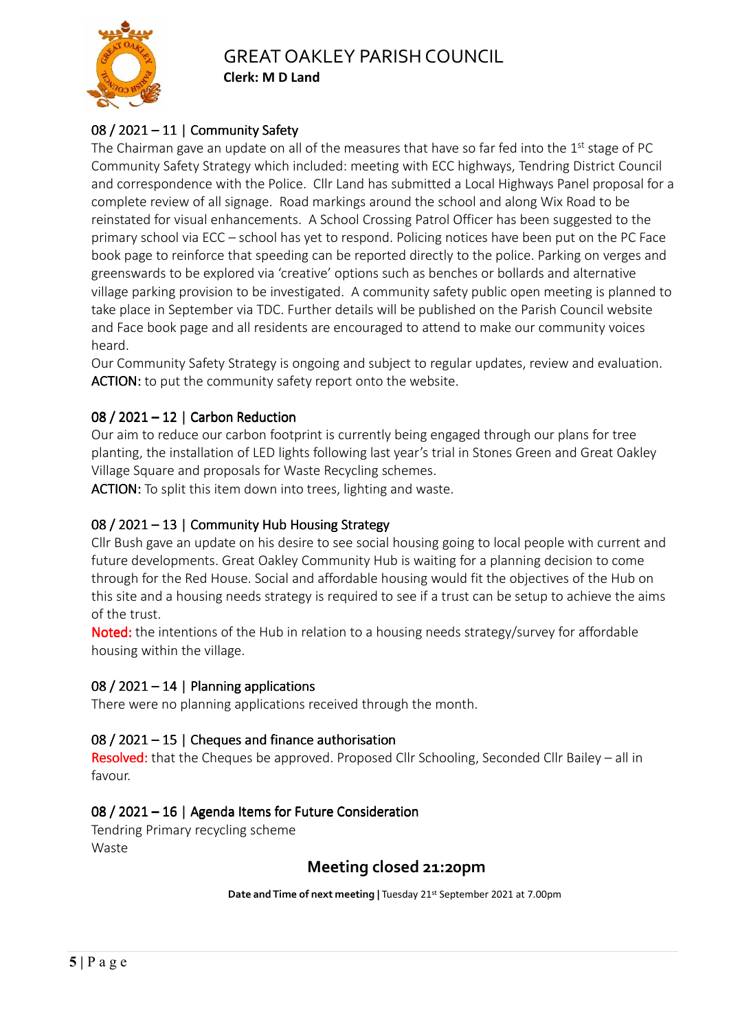# GREAT OAKLEY PARISH COUNCIL

**Clerk: M D Land**

## 08 / 2021 – 11 | Community Safety

The Chairman gave an update on all of the measures that have so far fed into the 1st stage of PC Community Safety Strategy which included: meeting with ECC highways, Tendring District Council and correspondence with the Police. Cllr Land has submitted a Local Highways Panel proposal for a complete review of all signage. Road markings around the school and along Wix Road to be reinstated for visual enhancements. A School Crossing Patrol Officer has been suggested to the primary school via ECC – school has yet to respond. Policing notices have been put on the PC Face book page to reinforce that speeding can be reported directly to the police. Parking on verges and greenswards to be explored via 'creative' options such as benches or bollards and alternative village parking provision to be investigated. A community safety public open meeting is planned to take place in September via TDC. Further details will be published on the Parish Council website and Face book page and all residents are encouraged to attend to make our community voices heard.

Our Community Safety Strategy is ongoing and subject to regular updates, review and evaluation.

ACTION: to put the community safety report onto the website.

## 08 / 2021 – 12 | Carbon Reduction

Our aim to reduce our carbon footprint is currently being engaged through our plans for tree planting, the installation of LED lights following last year's trial in Stones Green and Great Oakley Village Square and proposals for Waste Recycling schemes.

ACTION: To split this item down into trees, lighting and waste.

## 08 / 2021 – 13 | Community Hub Housing Strategy

Cllr Bush gave an update on his desire to see social housing going to local people with current and future developments. Great Oakley Community Hub is waiting for a planning decision to come through for the Red House. Social and affordable housing would fit the objectives of the Hub on this site and a housing needs strategy is required to see if a trust can be setup to achieve the aims of the trust.

Noted: the intentions of the Hub in relation to a housing needs strategy/survey for affordable housing within the village.

## 08 / 2021 – 14 | Planning applications

There were no planning applications received through the month.

## 08 / 2021 – 15 | Cheques and finance authorisation

Resolved: that the Cheques be approved. Proposed Cllr Schooling, Seconded Cllr Bailey – all in favour.

## 08 / 2021 – 16 | Agenda Items for Future Consideration

Tendring Primary recycling scheme
Waste

**Meeting closed 21:20pm**

**Date and Time of next meeting |** Tuesday 21st September 2021 at 7.00pm